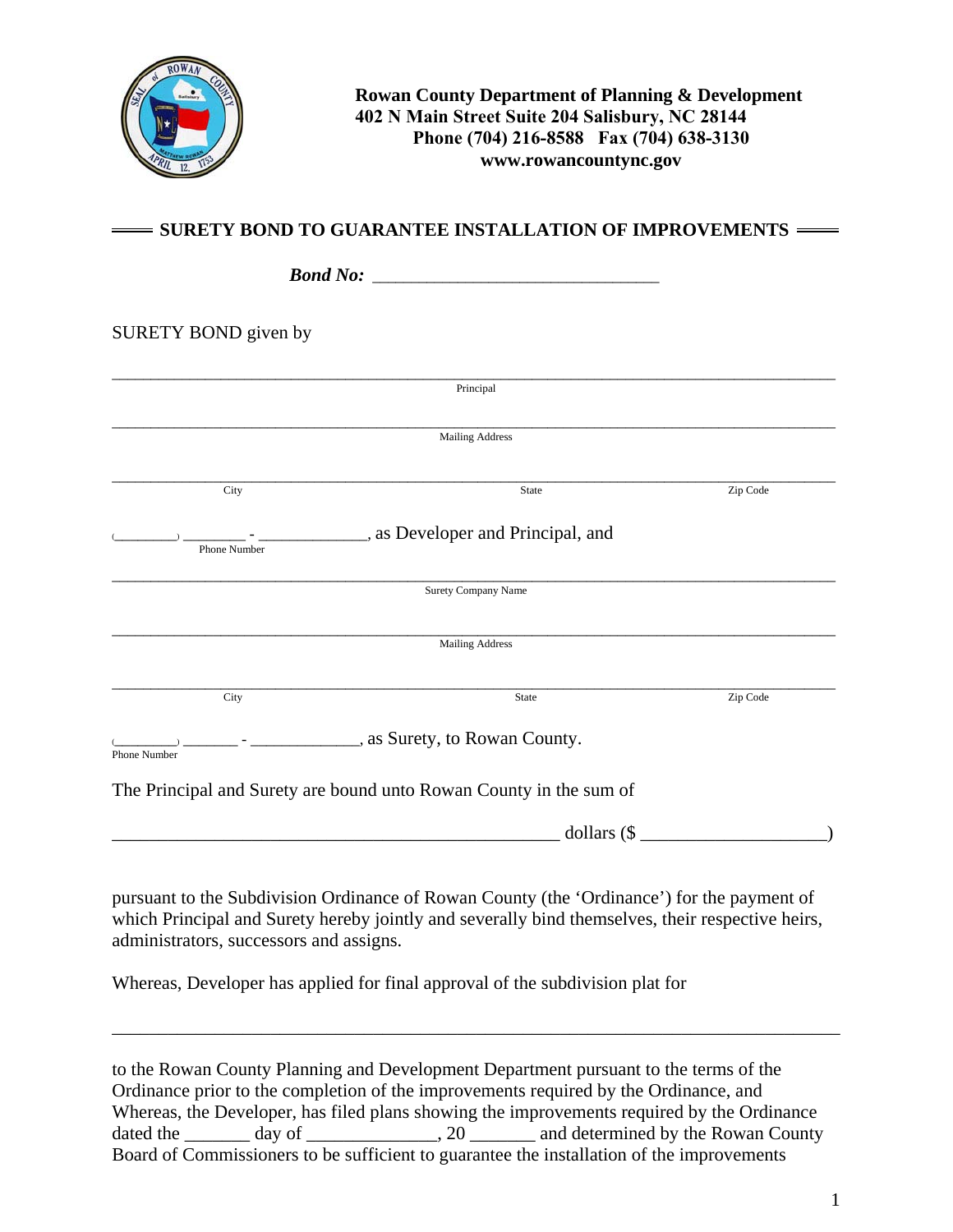**Rowan County Department of Planning & Development**
**402 N Main Street Suite 204 Salisbury, NC 28144**
**Phone (704) 216-8588 Fax (704) 638-3130**
**www.rowancountync.gov**

## SURETY BOND TO GUARANTEE INSTALLATION OF IMPROVEMENTS

***Bond No:*** ______________________________

SURETY BOND given by

______________________________________________________________________
Principal

______________________________________________________________________
Mailing Address

______________________________________________________________________
City State Zip Code

(________) _______ - ____________, as Developer and Principal, and
Phone Number

______________________________________________________________________
Surety Company Name

______________________________________________________________________
Mailing Address

______________________________________________________________________
City State Zip Code

(________) _______ - ____________, as Surety, to Rowan County.
Phone Number

The Principal and Surety are bound unto Rowan County in the sum of

_______________________________________________ dollars ($ ___________________)

pursuant to the Subdivision Ordinance of Rowan County (the 'Ordinance') for the payment of which Principal and Surety hereby jointly and severally bind themselves, their respective heirs, administrators, successors and assigns.

Whereas, Developer has applied for final approval of the subdivision plat for

______________________________________________________________________

to the Rowan County Planning and Development Department pursuant to the terms of the Ordinance prior to the completion of the improvements required by the Ordinance, and Whereas, the Developer, has filed plans showing the improvements required by the Ordinance dated the _______ day of ______________, 20 _______ and determined by the Rowan County Board of Commissioners to be sufficient to guarantee the installation of the improvements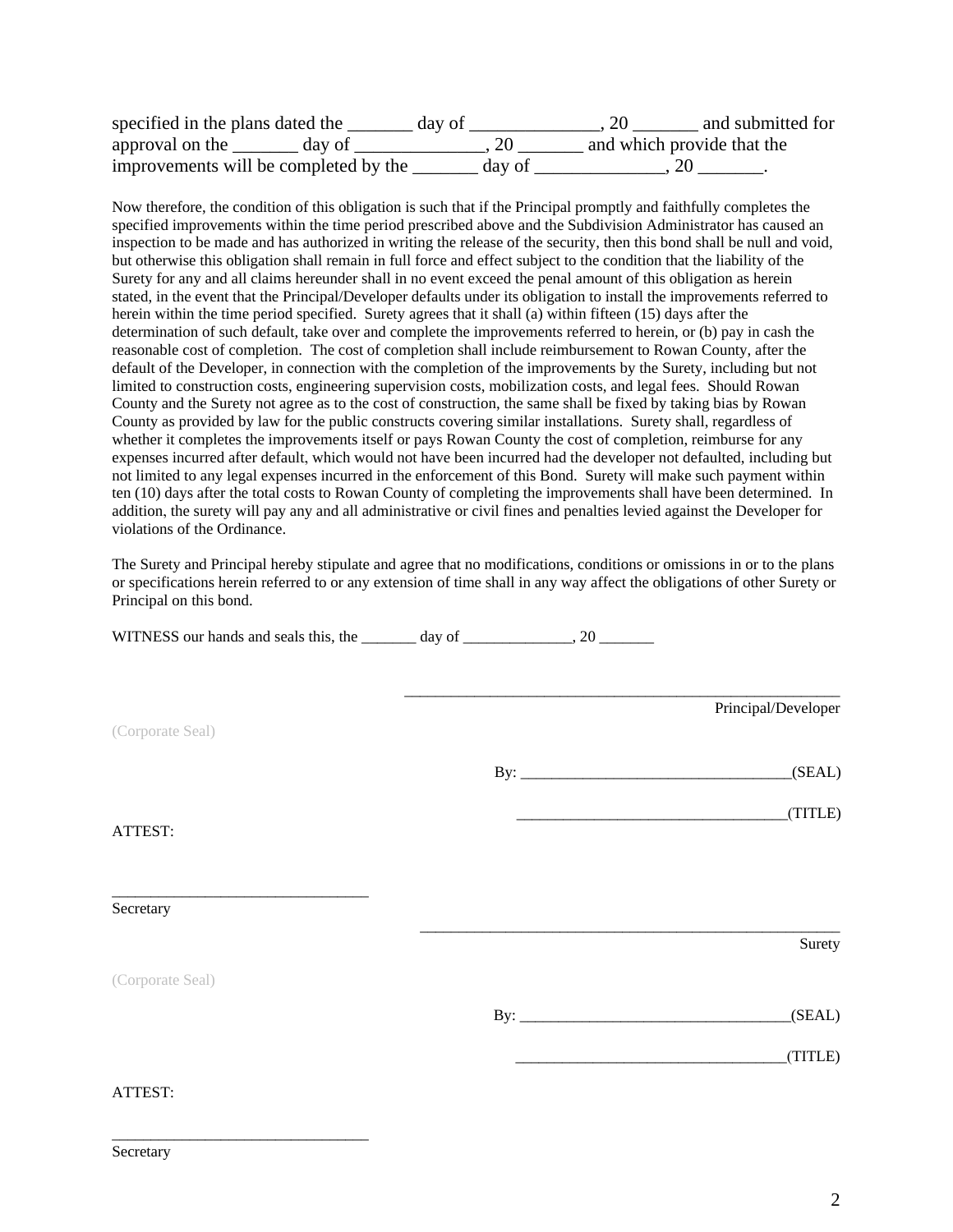specified in the plans dated the _______ day of ______________, 20 _______ and submitted for approval on the _______ day of ______________, 20 _______ and which provide that the improvements will be completed by the _______ day of ______________, 20 _______.

Now therefore, the condition of this obligation is such that if the Principal promptly and faithfully completes the specified improvements within the time period prescribed above and the Subdivision Administrator has caused an inspection to be made and has authorized in writing the release of the security, then this bond shall be null and void, but otherwise this obligation shall remain in full force and effect subject to the condition that the liability of the Surety for any and all claims hereunder shall in no event exceed the penal amount of this obligation as herein stated, in the event that the Principal/Developer defaults under its obligation to install the improvements referred to herein within the time period specified. Surety agrees that it shall (a) within fifteen (15) days after the determination of such default, take over and complete the improvements referred to herein, or (b) pay in cash the reasonable cost of completion. The cost of completion shall include reimbursement to Rowan County, after the default of the Developer, in connection with the completion of the improvements by the Surety, including but not limited to construction costs, engineering supervision costs, mobilization costs, and legal fees. Should Rowan County and the Surety not agree as to the cost of construction, the same shall be fixed by taking bias by Rowan County as provided by law for the public constructs covering similar installations. Surety shall, regardless of whether it completes the improvements itself or pays Rowan County the cost of completion, reimburse for any expenses incurred after default, which would not have been incurred had the developer not defaulted, including but not limited to any legal expenses incurred in the enforcement of this Bond. Surety will make such payment within ten (10) days after the total costs to Rowan County of completing the improvements shall have been determined. In addition, the surety will pay any and all administrative or civil fines and penalties levied against the Developer for violations of the Ordinance.

The Surety and Principal hereby stipulate and agree that no modifications, conditions or omissions in or to the plans or specifications herein referred to or any extension of time shall in any way affect the obligations of other Surety or Principal on this bond.

WITNESS our hands and seals this, the _______ day of ______________, 20 _______

_______________________________________________________
Principal/Developer

(Corporate Seal)

By: __________________________________(SEAL)

__________________________________(TITLE)

ATTEST:

________________________________
Secretary

_______________________________________________________
Surety

(Corporate Seal)

By: __________________________________(SEAL)

__________________________________(TITLE)

ATTEST:

________________________________
Secretary